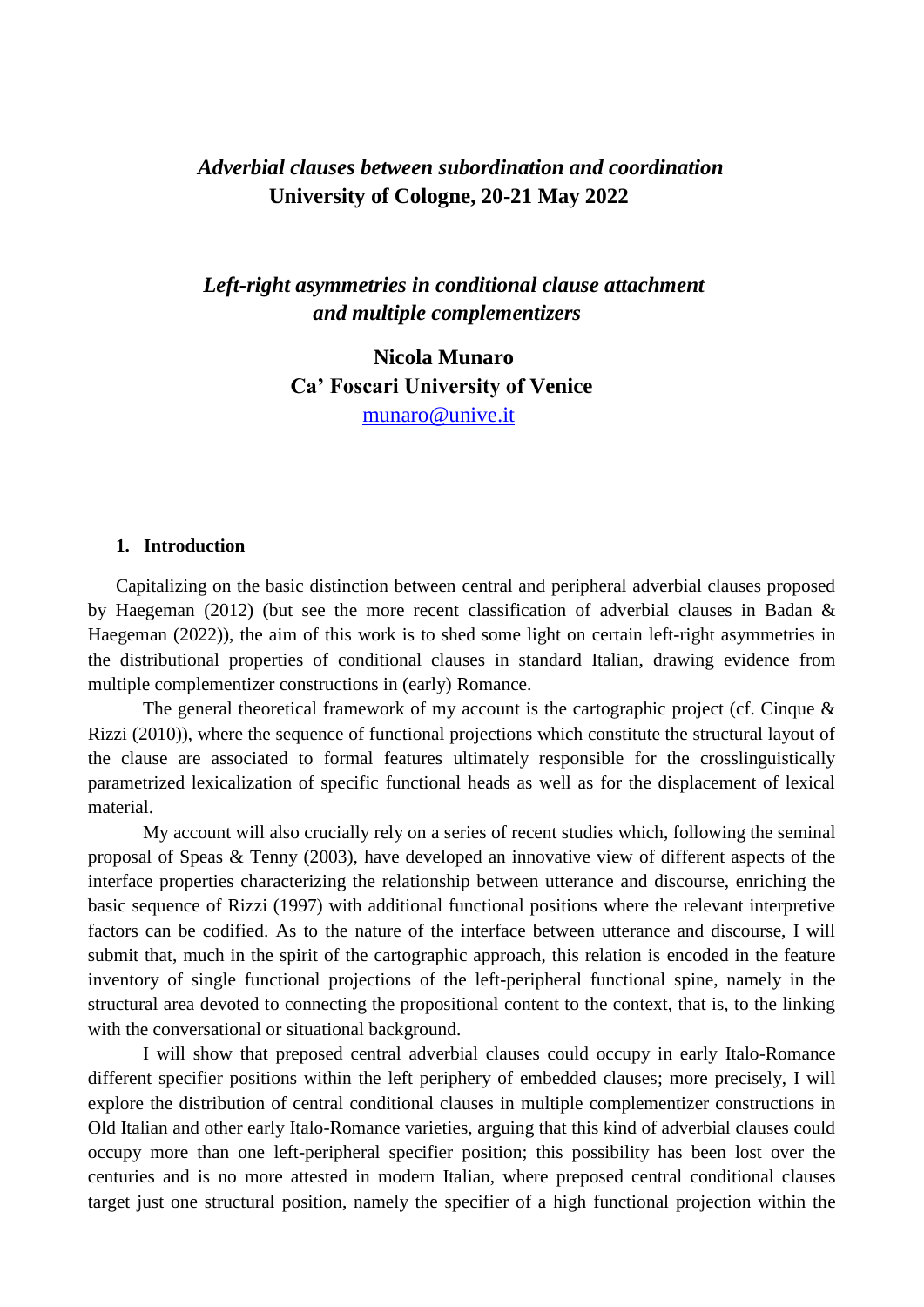# *Adverbial clauses between subordination and coordination*
**University of Cologne, 20-21 May 2022**

## *Left-right asymmetries in conditional clause attachment and multiple complementizers*

**Nicola Munaro**
**Ca' Foscari University of Venice**
munaro@unive.it

### 1. Introduction

Capitalizing on the basic distinction between central and peripheral adverbial clauses proposed by Haegeman (2012) (but see the more recent classification of adverbial clauses in Badan & Haegeman (2022)), the aim of this work is to shed some light on certain left-right asymmetries in the distributional properties of conditional clauses in standard Italian, drawing evidence from multiple complementizer constructions in (early) Romance.

The general theoretical framework of my account is the cartographic project (cf. Cinque & Rizzi (2010)), where the sequence of functional projections which constitute the structural layout of the clause are associated to formal features ultimately responsible for the crosslinguistically parametrized lexicalization of specific functional heads as well as for the displacement of lexical material.

My account will also crucially rely on a series of recent studies which, following the seminal proposal of Speas & Tenny (2003), have developed an innovative view of different aspects of the interface properties characterizing the relationship between utterance and discourse, enriching the basic sequence of Rizzi (1997) with additional functional positions where the relevant interpretive factors can be codified. As to the nature of the interface between utterance and discourse, I will submit that, much in the spirit of the cartographic approach, this relation is encoded in the feature inventory of single functional projections of the left-peripheral functional spine, namely in the structural area devoted to connecting the propositional content to the context, that is, to the linking with the conversational or situational background.

I will show that preposed central adverbial clauses could occupy in early Italo-Romance different specifier positions within the left periphery of embedded clauses; more precisely, I will explore the distribution of central conditional clauses in multiple complementizer constructions in Old Italian and other early Italo-Romance varieties, arguing that this kind of adverbial clauses could occupy more than one left-peripheral specifier position; this possibility has been lost over the centuries and is no more attested in modern Italian, where preposed central conditional clauses target just one structural position, namely the specifier of a high functional projection within the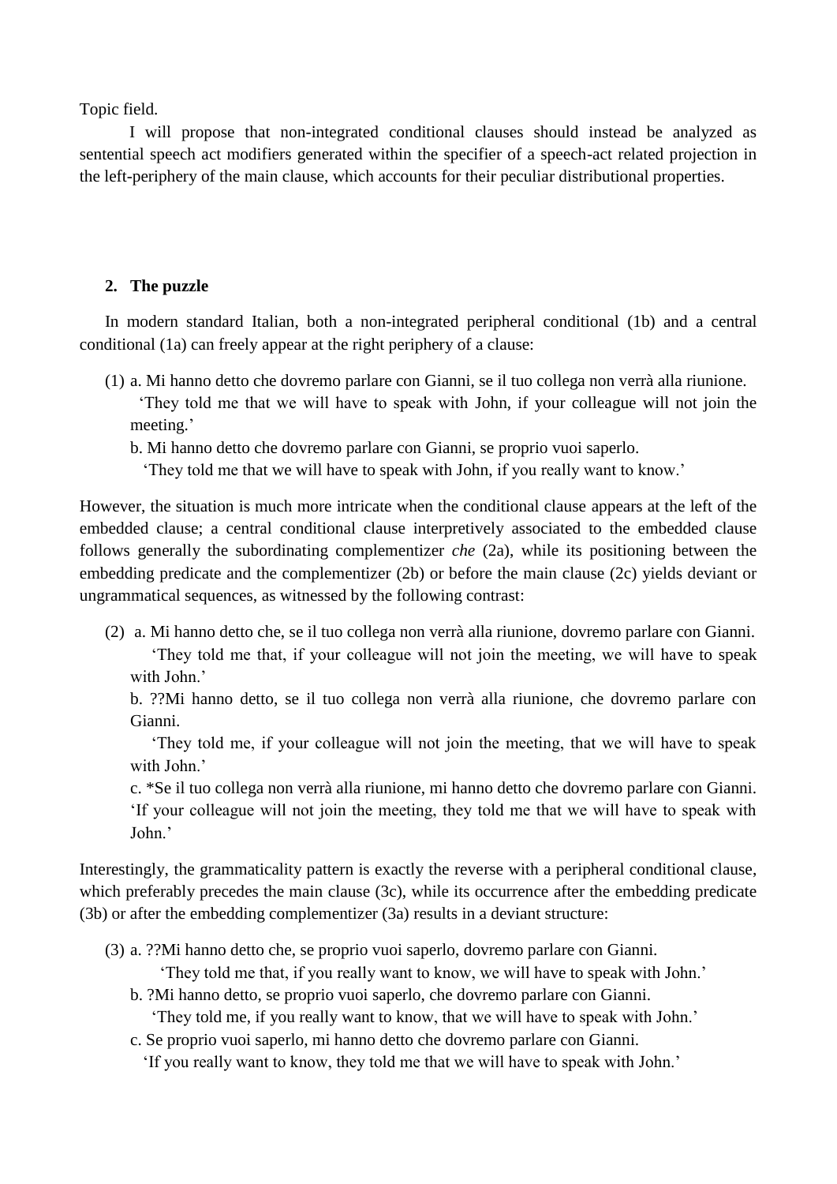Topic field.

I will propose that non-integrated conditional clauses should instead be analyzed as sentential speech act modifiers generated within the specifier of a speech-act related projection in the left-periphery of the main clause, which accounts for their peculiar distributional properties.

## 2. The puzzle

In modern standard Italian, both a non-integrated peripheral conditional (1b) and a central conditional (1a) can freely appear at the right periphery of a clause:

(1) a. Mi hanno detto che dovremo parlare con Gianni, se il tuo collega non verrà alla riunione.
'They told me that we will have to speak with John, if your colleague will not join the meeting.'
b. Mi hanno detto che dovremo parlare con Gianni, se proprio vuoi saperlo.
'They told me that we will have to speak with John, if you really want to know.'

However, the situation is much more intricate when the conditional clause appears at the left of the embedded clause; a central conditional clause interpretively associated to the embedded clause follows generally the subordinating complementizer *che* (2a), while its positioning between the embedding predicate and the complementizer (2b) or before the main clause (2c) yields deviant or ungrammatical sequences, as witnessed by the following contrast:

(2) a. Mi hanno detto che, se il tuo collega non verrà alla riunione, dovremo parlare con Gianni.
'They told me that, if your colleague will not join the meeting, we will have to speak with John.'
b. ??Mi hanno detto, se il tuo collega non verrà alla riunione, che dovremo parlare con Gianni.
'They told me, if your colleague will not join the meeting, that we will have to speak with John.'
c. *Se il tuo collega non verrà alla riunione, mi hanno detto che dovremo parlare con Gianni.
'If your colleague will not join the meeting, they told me that we will have to speak with John.'

Interestingly, the grammaticality pattern is exactly the reverse with a peripheral conditional clause, which preferably precedes the main clause (3c), while its occurrence after the embedding predicate (3b) or after the embedding complementizer (3a) results in a deviant structure:

(3) a. ??Mi hanno detto che, se proprio vuoi saperlo, dovremo parlare con Gianni.
'They told me that, if you really want to know, we will have to speak with John.'
b. ?Mi hanno detto, se proprio vuoi saperlo, che dovremo parlare con Gianni.
'They told me, if you really want to know, that we will have to speak with John.'
c. Se proprio vuoi saperlo, mi hanno detto che dovremo parlare con Gianni.
'If you really want to know, they told me that we will have to speak with John.'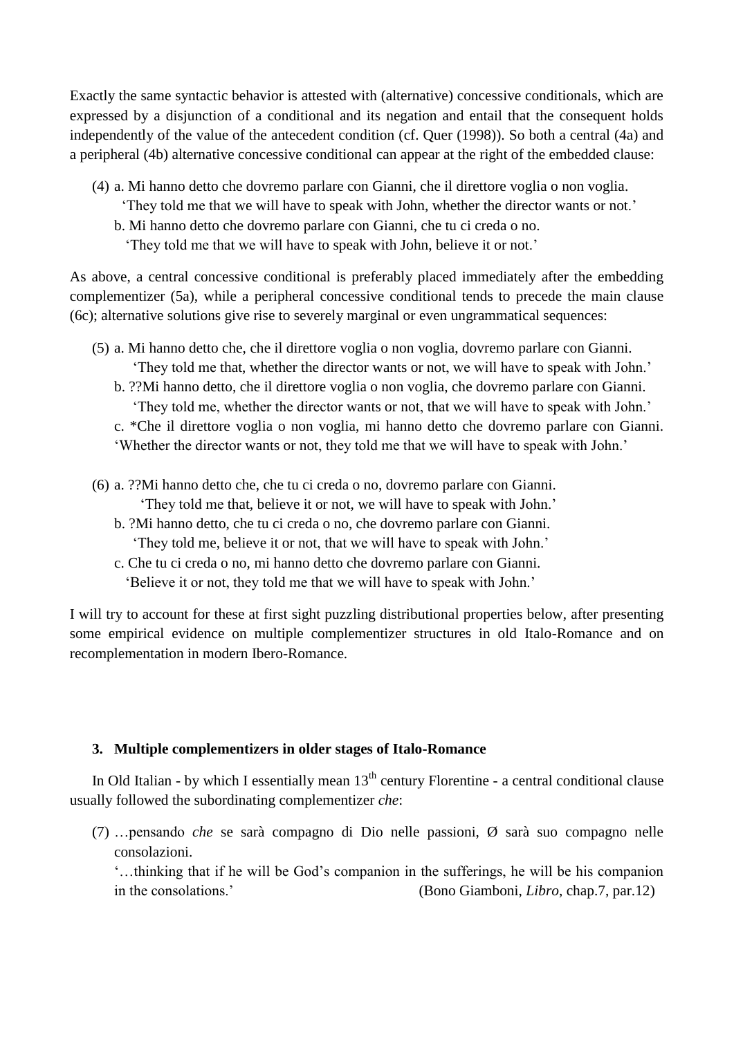Exactly the same syntactic behavior is attested with (alternative) concessive conditionals, which are expressed by a disjunction of a conditional and its negation and entail that the consequent holds independently of the value of the antecedent condition (cf. Quer (1998)). So both a central (4a) and a peripheral (4b) alternative concessive conditional can appear at the right of the embedded clause:

(4) a. Mi hanno detto che dovremo parlare con Gianni, che il direttore voglia o non voglia.
  'They told me that we will have to speak with John, whether the director wants or not.'
 b. Mi hanno detto che dovremo parlare con Gianni, che tu ci creda o no.
  'They told me that we will have to speak with John, believe it or not.'

As above, a central concessive conditional is preferably placed immediately after the embedding complementizer (5a), while a peripheral concessive conditional tends to precede the main clause (6c); alternative solutions give rise to severely marginal or even ungrammatical sequences:

(5) a. Mi hanno detto che, che il direttore voglia o non voglia, dovremo parlare con Gianni.
  'They told me that, whether the director wants or not, we will have to speak with John.'
 b. ??Mi hanno detto, che il direttore voglia o non voglia, che dovremo parlare con Gianni.
  'They told me, whether the director wants or not, that we will have to speak with John.'
 c. *Che il direttore voglia o non voglia, mi hanno detto che dovremo parlare con Gianni.
  'Whether the director wants or not, they told me that we will have to speak with John.'

(6) a. ??Mi hanno detto che, che tu ci creda o no, dovremo parlare con Gianni.
  'They told me that, believe it or not, we will have to speak with John.'
 b. ?Mi hanno detto, che tu ci creda o no, che dovremo parlare con Gianni.
  'They told me, believe it or not, that we will have to speak with John.'
 c. Che tu ci creda o no, mi hanno detto che dovremo parlare con Gianni.
  'Believe it or not, they told me that we will have to speak with John.'

I will try to account for these at first sight puzzling distributional properties below, after presenting some empirical evidence on multiple complementizer structures in old Italo-Romance and on recomplementation in modern Ibero-Romance.

### 3. Multiple complementizers in older stages of Italo-Romance

In Old Italian - by which I essentially mean 13th century Florentine - a central conditional clause usually followed the subordinating complementizer *che*:

(7) …pensando *che* se sarà compagno di Dio nelle passioni, Ø sarà suo compagno nelle consolazioni.
 '…thinking that if he will be God's companion in the sufferings, he will be his companion in the consolations.' (Bono Giamboni, *Libro*, chap.7, par.12)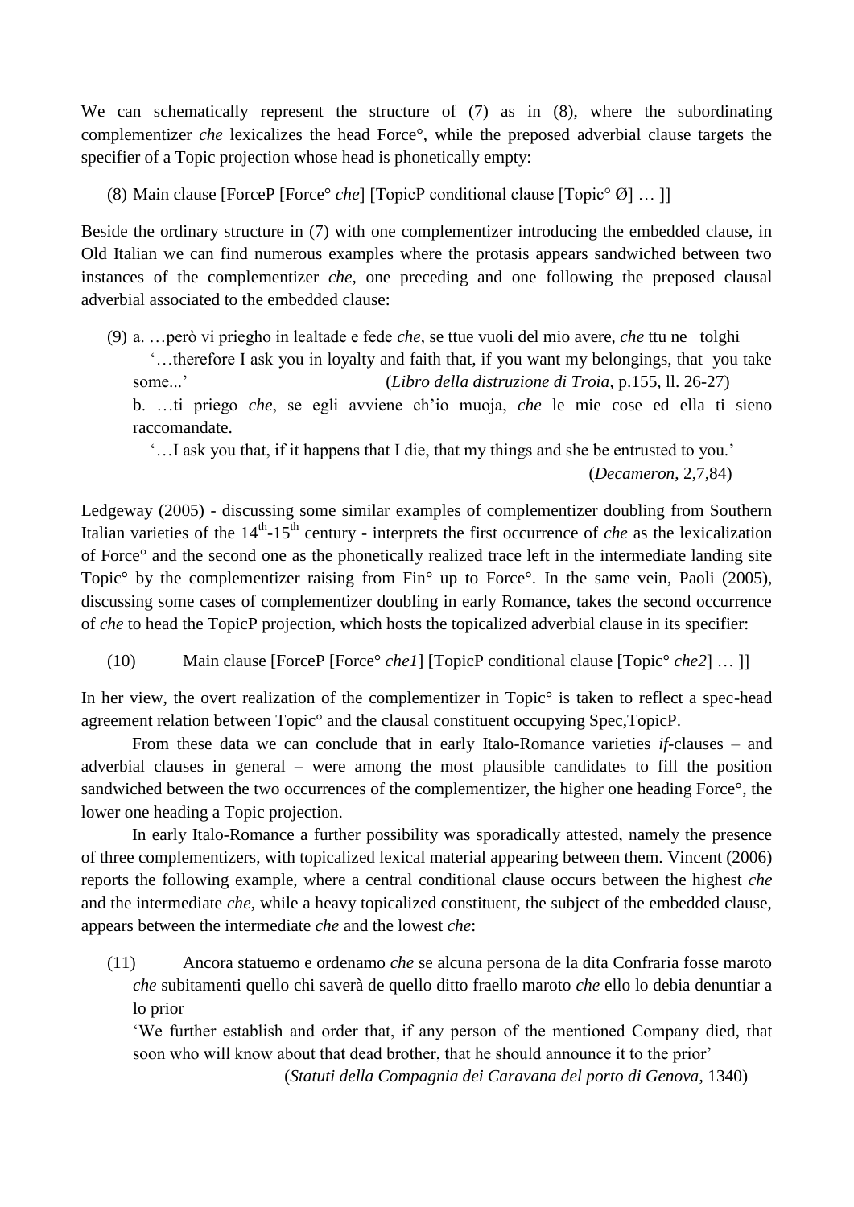We can schematically represent the structure of (7) as in (8), where the subordinating complementizer *che* lexicalizes the head Force°, while the preposed adverbial clause targets the specifier of a Topic projection whose head is phonetically empty:

(8) Main clause [ForceP [Force° *che*] [TopicP conditional clause [Topic° Ø] … ]]

Beside the ordinary structure in (7) with one complementizer introducing the embedded clause, in Old Italian we can find numerous examples where the protasis appears sandwiched between two instances of the complementizer *che*, one preceding and one following the preposed clausal adverbial associated to the embedded clause:

(9) a. …però vi priego in lealtade e fede *che*, se ttue vuoli del mio avere, *che* ttu ne tolghi
'…therefore I ask you in loyalty and faith that, if you want my belongings, that you take some...' (*Libro della distruzione di Troia*, p.155, ll. 26-27)
b. …ti priego *che*, se egli avviene ch'io muoja, *che* le mie cose ed ella ti sieno raccomandate.
'…I ask you that, if it happens that I die, that my things and she be entrusted to you.' (*Decameron*, 2,7,84)

Ledgeway (2005) - discussing some similar examples of complementizer doubling from Southern Italian varieties of the 14th-15th century - interprets the first occurrence of *che* as the lexicalization of Force° and the second one as the phonetically realized trace left in the intermediate landing site Topic° by the complementizer raising from Fin° up to Force°. In the same vein, Paoli (2005), discussing some cases of complementizer doubling in early Romance, takes the second occurrence of *che* to head the TopicP projection, which hosts the topicalized adverbial clause in its specifier:

(10) Main clause [ForceP [Force° *che1*] [TopicP conditional clause [Topic° *che2*] … ]]

In her view, the overt realization of the complementizer in Topic° is taken to reflect a spec-head agreement relation between Topic° and the clausal constituent occupying Spec,TopicP.

From these data we can conclude that in early Italo-Romance varieties *if*-clauses – and adverbial clauses in general – were among the most plausible candidates to fill the position sandwiched between the two occurrences of the complementizer, the higher one heading Force°, the lower one heading a Topic projection.

In early Italo-Romance a further possibility was sporadically attested, namely the presence of three complementizers, with topicalized lexical material appearing between them. Vincent (2006) reports the following example, where a central conditional clause occurs between the highest *che* and the intermediate *che*, while a heavy topicalized constituent, the subject of the embedded clause, appears between the intermediate *che* and the lowest *che*:

(11) Ancora statuemo e ordenamo *che* se alcuna persona de la dita Confraria fosse maroto *che* subitamenti quello chi saverà de quello ditto fraello maroto *che* ello lo debia denuntiar a lo prior
'We further establish and order that, if any person of the mentioned Company died, that soon who will know about that dead brother, that he should announce it to the prior'
(*Statuti della Compagnia dei Caravana del porto di Genova*, 1340)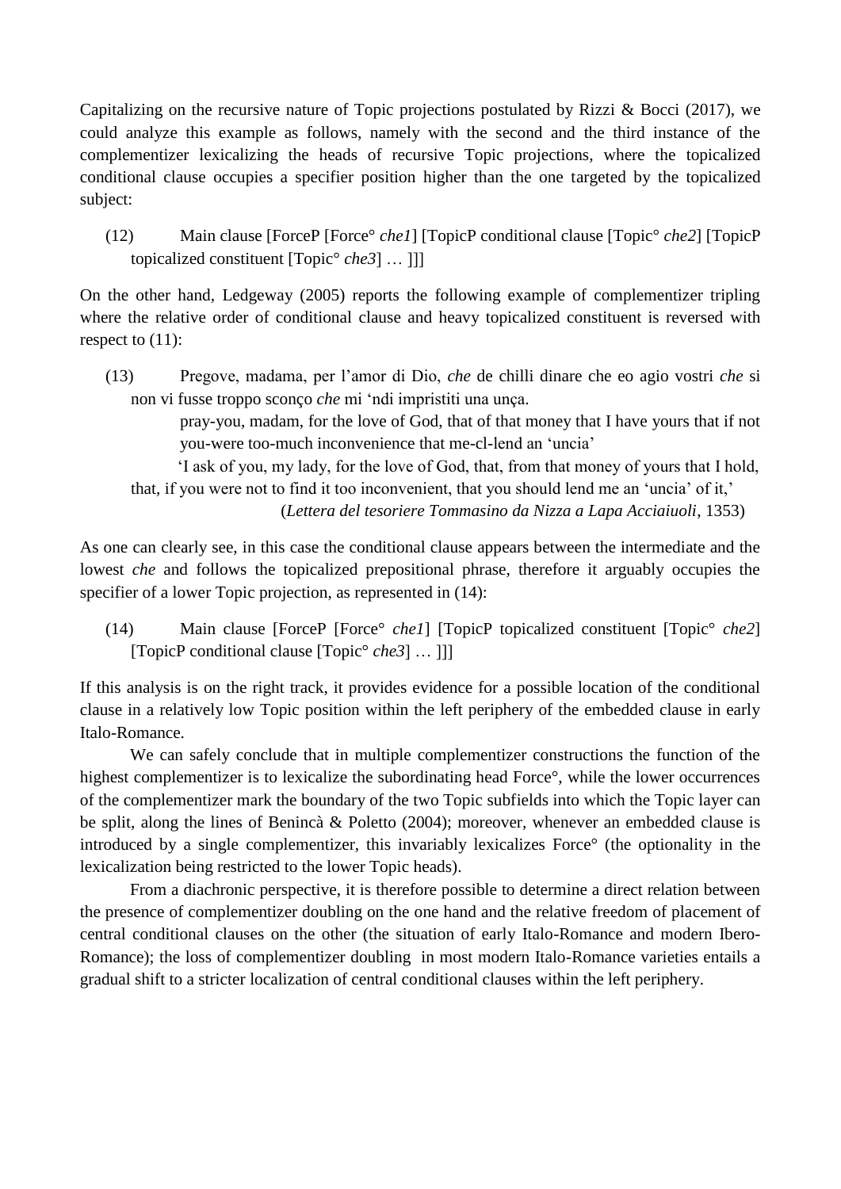Capitalizing on the recursive nature of Topic projections postulated by Rizzi & Bocci (2017), we could analyze this example as follows, namely with the second and the third instance of the complementizer lexicalizing the heads of recursive Topic projections, where the topicalized conditional clause occupies a specifier position higher than the one targeted by the topicalized subject:

(12) Main clause [ForceP [Force° *che1*] [TopicP conditional clause [Topic° *che2*] [TopicP topicalized constituent [Topic° *che3*] … ]]]

On the other hand, Ledgeway (2005) reports the following example of complementizer tripling where the relative order of conditional clause and heavy topicalized constituent is reversed with respect to (11):

(13) Pregove, madama, per l'amor di Dio, *che* de chilli dinare che eo agio vostri *che* si non vi fusse troppo sconço *che* mi 'ndi impristiti una unça.

pray-you, madam, for the love of God, that of that money that I have yours that if not you-were too-much inconvenience that me-cl-lend an 'uncia'

'I ask of you, my lady, for the love of God, that, from that money of yours that I hold, that, if you were not to find it too inconvenient, that you should lend me an 'uncia' of it,'

(*Lettera del tesoriere Tommasino da Nizza a Lapa Acciaiuoli*, 1353)

As one can clearly see, in this case the conditional clause appears between the intermediate and the lowest *che* and follows the topicalized prepositional phrase, therefore it arguably occupies the specifier of a lower Topic projection, as represented in (14):

(14) Main clause [ForceP [Force° *che1*] [TopicP topicalized constituent [Topic° *che2*] [TopicP conditional clause [Topic° *che3*] … ]]]

If this analysis is on the right track, it provides evidence for a possible location of the conditional clause in a relatively low Topic position within the left periphery of the embedded clause in early Italo-Romance.

We can safely conclude that in multiple complementizer constructions the function of the highest complementizer is to lexicalize the subordinating head Force°, while the lower occurrences of the complementizer mark the boundary of the two Topic subfields into which the Topic layer can be split, along the lines of Benincà & Poletto (2004); moreover, whenever an embedded clause is introduced by a single complementizer, this invariably lexicalizes Force° (the optionality in the lexicalization being restricted to the lower Topic heads).

From a diachronic perspective, it is therefore possible to determine a direct relation between the presence of complementizer doubling on the one hand and the relative freedom of placement of central conditional clauses on the other (the situation of early Italo-Romance and modern Ibero-Romance); the loss of complementizer doubling in most modern Italo-Romance varieties entails a gradual shift to a stricter localization of central conditional clauses within the left periphery.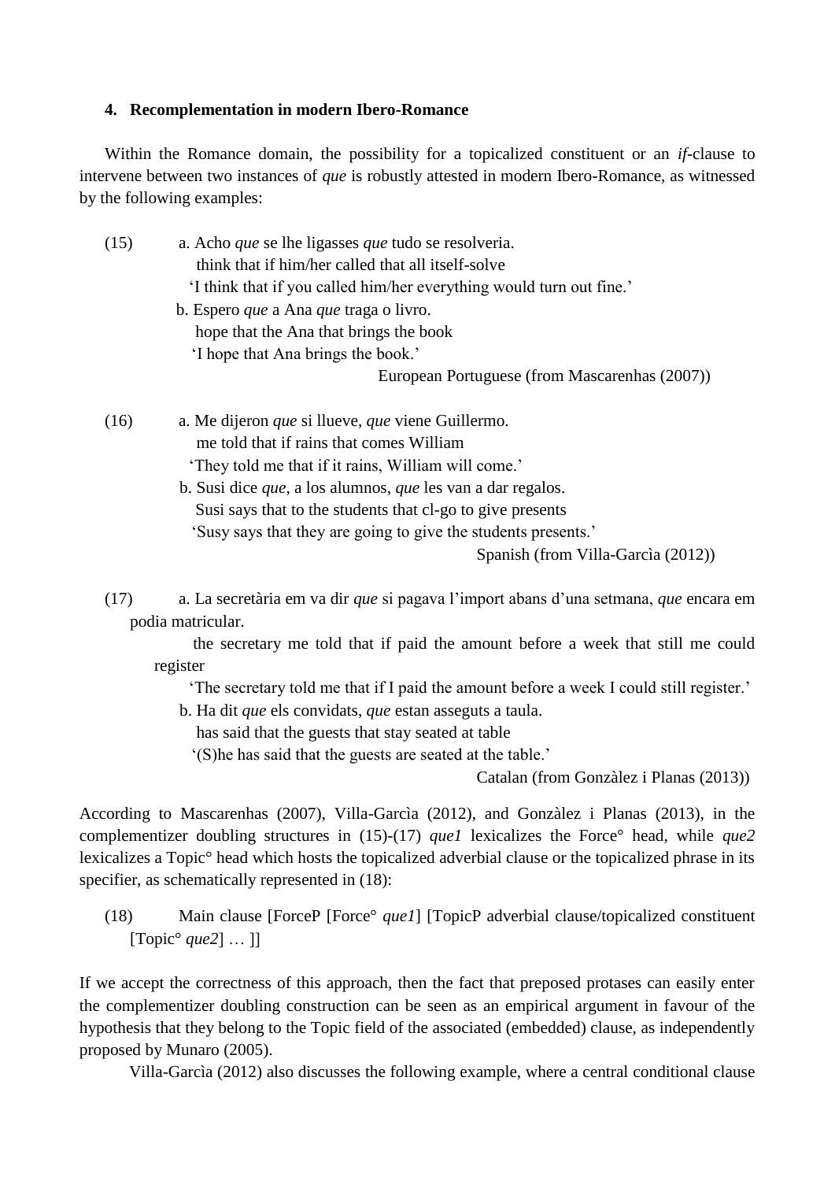## 4. Recomplementation in modern Ibero-Romance

Within the Romance domain, the possibility for a topicalized constituent or an *if*-clause to intervene between two instances of *que* is robustly attested in modern Ibero-Romance, as witnessed by the following examples:

(15) a. Acho *que* se lhe ligasses *que* tudo se resolveria.
  think that if him/her called that all itself-solve
  'I think that if you called him/her everything would turn out fine.'
 b. Espero *que* a Ana *que* traga o livro.
  hope that the Ana that brings the book
  'I hope that Ana brings the book.'
  European Portuguese (from Mascarenhas (2007))

(16) a. Me dijeron *que* si llueve, *que* viene Guillermo.
  me told that if rains that comes William
  'They told me that if it rains, William will come.'
 b. Susi dice *que*, a los alumnos, *que* les van a dar regalos.
  Susi says that to the students that cl-go to give presents
  'Susy says that they are going to give the students presents.'
  Spanish (from Villa-Garcìa (2012))

(17) a. La secretària em va dir *que* si pagava l'import abans d'una setmana, *que* encara em podia matricular.
  the secretary me told that if paid the amount before a week that still me could register
  'The secretary told me that if I paid the amount before a week I could still register.'
 b. Ha dit *que* els convidats, *que* estan asseguts a taula.
  has said that the guests that stay seated at table
  '(S)he has said that the guests are seated at the table.'
  Catalan (from Gonzàlez i Planas (2013))

According to Mascarenhas (2007), Villa-Garcìa (2012), and Gonzàlez i Planas (2013), in the complementizer doubling structures in (15)-(17) *que1* lexicalizes the Force° head, while *que2* lexicalizes a Topic° head which hosts the topicalized adverbial clause or the topicalized phrase in its specifier, as schematically represented in (18):

(18) Main clause [ForceP [Force° *que1*] [TopicP adverbial clause/topicalized constituent [Topic° *que2*] … ]]

If we accept the correctness of this approach, then the fact that preposed protases can easily enter the complementizer doubling construction can be seen as an empirical argument in favour of the hypothesis that they belong to the Topic field of the associated (embedded) clause, as independently proposed by Munaro (2005).

Villa-Garcìa (2012) also discusses the following example, where a central conditional clause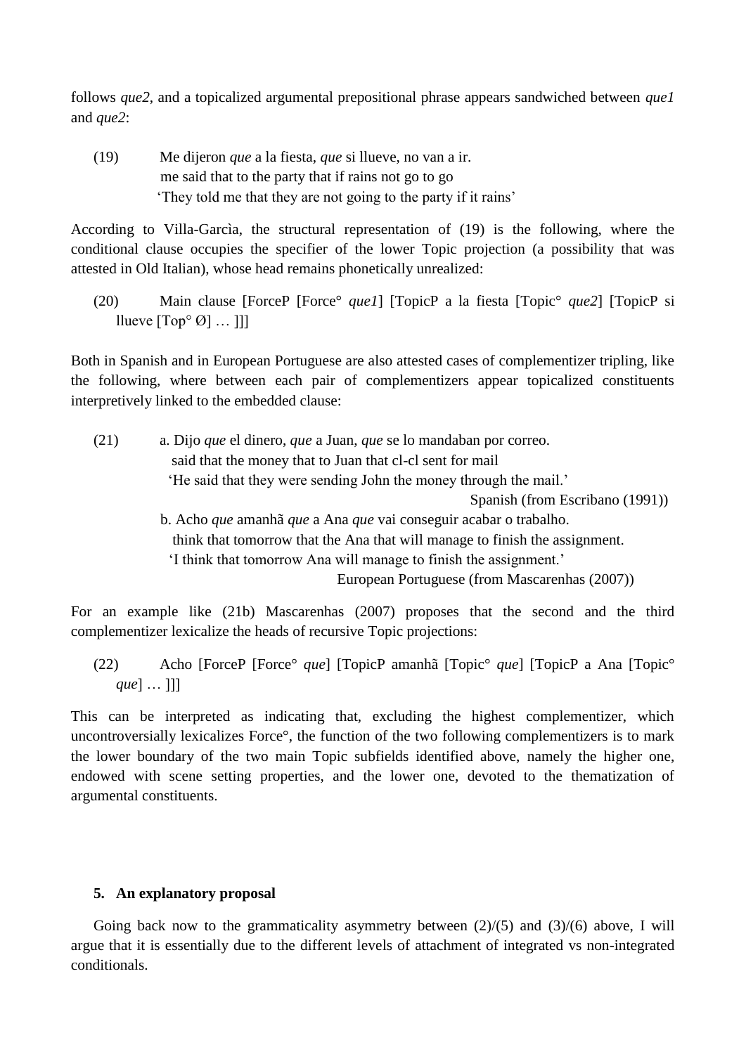follows *que2*, and a topicalized argumental prepositional phrase appears sandwiched between *que1* and *que2*:

(19) Me dijeron *que* a la fiesta, *que* si llueve, no van a ir.
 me said that to the party that if rains not go to go
 'They told me that they are not going to the party if it rains'

According to Villa-Garcìa, the structural representation of (19) is the following, where the conditional clause occupies the specifier of the lower Topic projection (a possibility that was attested in Old Italian), whose head remains phonetically unrealized:

(20) Main clause [ForceP [Force° *que1*] [TopicP a la fiesta [Topic° *que2*] [TopicP si llueve [Top° Ø] … ]]]

Both in Spanish and in European Portuguese are also attested cases of complementizer tripling, like the following, where between each pair of complementizers appear topicalized constituents interpretively linked to the embedded clause:

(21) a. Dijo *que* el dinero, *que* a Juan, *que* se lo mandaban por correo.
 said that the money that to Juan that cl-cl sent for mail
 'He said that they were sending John the money through the mail.'
 Spanish (from Escribano (1991))
 b. Acho *que* amanhã *que* a Ana *que* vai conseguir acabar o trabalho.
 think that tomorrow that the Ana that will manage to finish the assignment.
 'I think that tomorrow Ana will manage to finish the assignment.'
 European Portuguese (from Mascarenhas (2007))

For an example like (21b) Mascarenhas (2007) proposes that the second and the third complementizer lexicalize the heads of recursive Topic projections:

(22) Acho [ForceP [Force° *que*] [TopicP amanhã [Topic° *que*] [TopicP a Ana [Topic° *que*] … ]]]

This can be interpreted as indicating that, excluding the highest complementizer, which uncontroversially lexicalizes Force°, the function of the two following complementizers is to mark the lower boundary of the two main Topic subfields identified above, namely the higher one, endowed with scene setting properties, and the lower one, devoted to the thematization of argumental constituents.

## 5. An explanatory proposal

Going back now to the grammaticality asymmetry between (2)/(5) and (3)/(6) above, I will argue that it is essentially due to the different levels of attachment of integrated vs non-integrated conditionals.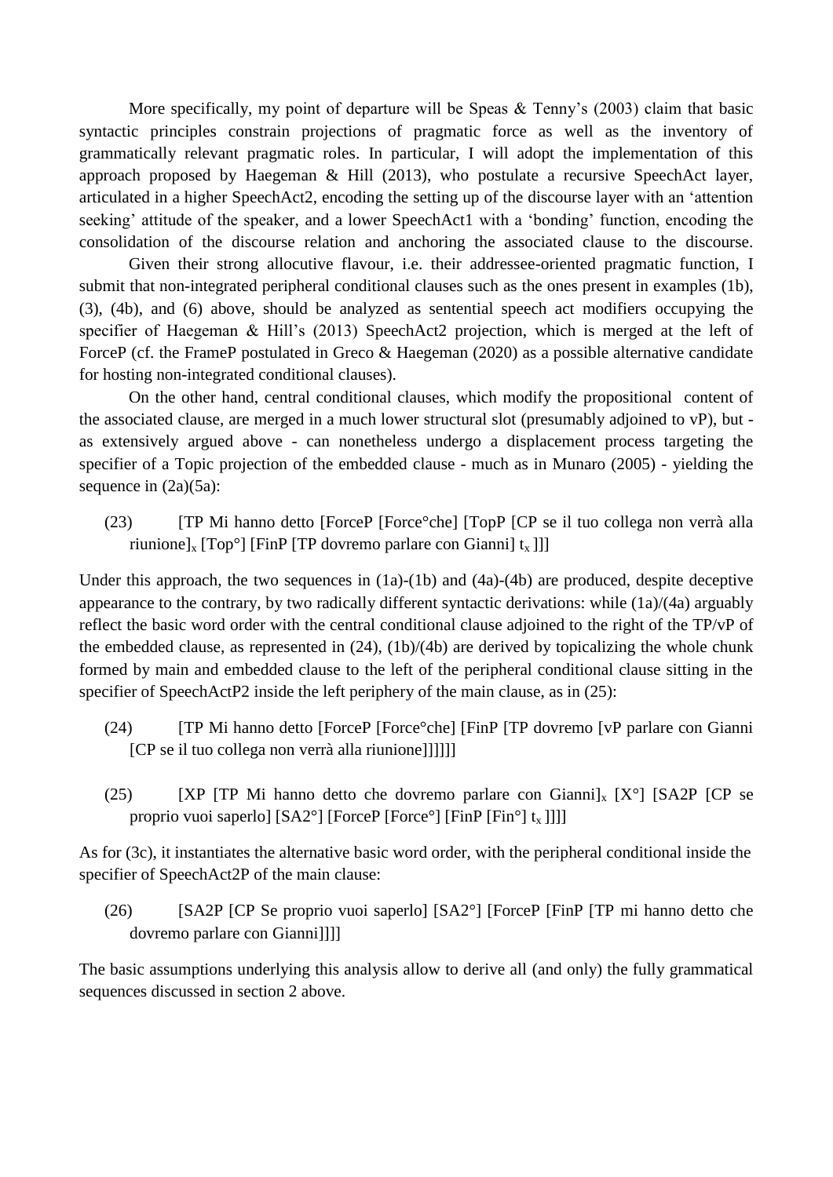More specifically, my point of departure will be Speas & Tenny's (2003) claim that basic syntactic principles constrain projections of pragmatic force as well as the inventory of grammatically relevant pragmatic roles. In particular, I will adopt the implementation of this approach proposed by Haegeman & Hill (2013), who postulate a recursive SpeechAct layer, articulated in a higher SpeechAct2, encoding the setting up of the discourse layer with an 'attention seeking' attitude of the speaker, and a lower SpeechAct1 with a 'bonding' function, encoding the consolidation of the discourse relation and anchoring the associated clause to the discourse.

Given their strong allocutive flavour, i.e. their addressee-oriented pragmatic function, I submit that non-integrated peripheral conditional clauses such as the ones present in examples (1b), (3), (4b), and (6) above, should be analyzed as sentential speech act modifiers occupying the specifier of Haegeman & Hill's (2013) SpeechAct2 projection, which is merged at the left of ForceP (cf. the FrameP postulated in Greco & Haegeman (2020) as a possible alternative candidate for hosting non-integrated conditional clauses).

On the other hand, central conditional clauses, which modify the propositional content of the associated clause, are merged in a much lower structural slot (presumably adjoined to vP), but - as extensively argued above - can nonetheless undergo a displacement process targeting the specifier of a Topic projection of the embedded clause - much as in Munaro (2005) - yielding the sequence in (2a)(5a):

(23) [TP Mi hanno detto [ForceP [Force°che] [TopP [CP se il tuo collega non verrà alla riunione]$_x$ [Top°] [FinP [TP dovremo parlare con Gianni] $t_x$ ]]]

Under this approach, the two sequences in (1a)-(1b) and (4a)-(4b) are produced, despite deceptive appearance to the contrary, by two radically different syntactic derivations: while (1a)/(4a) arguably reflect the basic word order with the central conditional clause adjoined to the right of the TP/vP of the embedded clause, as represented in (24), (1b)/(4b) are derived by topicalizing the whole chunk formed by main and embedded clause to the left of the peripheral conditional clause sitting in the specifier of SpeechActP2 inside the left periphery of the main clause, as in (25):

(24) [TP Mi hanno detto [ForceP [Force°che] [FinP [TP dovremo [vP parlare con Gianni [CP se il tuo collega non verrà alla riunione]]]]]]

(25) [XP [TP Mi hanno detto che dovremo parlare con Gianni]$_x$ [X°] [SA2P [CP se proprio vuoi saperlo] [SA2°] [ForceP [Force°] [FinP [Fin°] $t_x$ ]]]]

As for (3c), it instantiates the alternative basic word order, with the peripheral conditional inside the specifier of SpeechAct2P of the main clause:

(26) [SA2P [CP Se proprio vuoi saperlo] [SA2°] [ForceP [FinP [TP mi hanno detto che dovremo parlare con Gianni]]]]

The basic assumptions underlying this analysis allow to derive all (and only) the fully grammatical sequences discussed in section 2 above.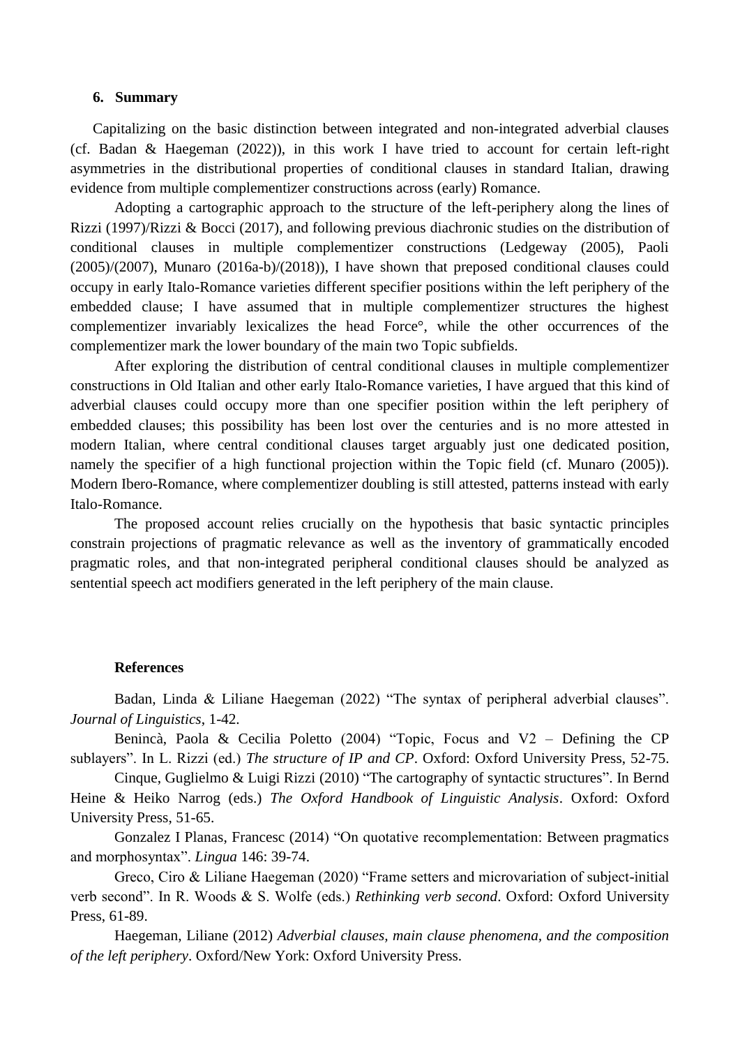## 6. Summary

Capitalizing on the basic distinction between integrated and non-integrated adverbial clauses (cf. Badan & Haegeman (2022)), in this work I have tried to account for certain left-right asymmetries in the distributional properties of conditional clauses in standard Italian, drawing evidence from multiple complementizer constructions across (early) Romance.

Adopting a cartographic approach to the structure of the left-periphery along the lines of Rizzi (1997)/Rizzi & Bocci (2017), and following previous diachronic studies on the distribution of conditional clauses in multiple complementizer constructions (Ledgeway (2005), Paoli (2005)/(2007), Munaro (2016a-b)/(2018)), I have shown that preposed conditional clauses could occupy in early Italo-Romance varieties different specifier positions within the left periphery of the embedded clause; I have assumed that in multiple complementizer structures the highest complementizer invariably lexicalizes the head Force°, while the other occurrences of the complementizer mark the lower boundary of the main two Topic subfields.

After exploring the distribution of central conditional clauses in multiple complementizer constructions in Old Italian and other early Italo-Romance varieties, I have argued that this kind of adverbial clauses could occupy more than one specifier position within the left periphery of embedded clauses; this possibility has been lost over the centuries and is no more attested in modern Italian, where central conditional clauses target arguably just one dedicated position, namely the specifier of a high functional projection within the Topic field (cf. Munaro (2005)). Modern Ibero-Romance, where complementizer doubling is still attested, patterns instead with early Italo-Romance.

The proposed account relies crucially on the hypothesis that basic syntactic principles constrain projections of pragmatic relevance as well as the inventory of grammatically encoded pragmatic roles, and that non-integrated peripheral conditional clauses should be analyzed as sentential speech act modifiers generated in the left periphery of the main clause.

## References

Badan, Linda & Liliane Haegeman (2022) "The syntax of peripheral adverbial clauses". *Journal of Linguistics*, 1-42.

Benincà, Paola & Cecilia Poletto (2004) "Topic, Focus and V2 – Defining the CP sublayers". In L. Rizzi (ed.) *The structure of IP and CP*. Oxford: Oxford University Press, 52-75.

Cinque, Guglielmo & Luigi Rizzi (2010) "The cartography of syntactic structures". In Bernd Heine & Heiko Narrog (eds.) *The Oxford Handbook of Linguistic Analysis*. Oxford: Oxford University Press, 51-65.

Gonzalez I Planas, Francesc (2014) "On quotative recomplementation: Between pragmatics and morphosyntax". *Lingua* 146: 39-74.

Greco, Ciro & Liliane Haegeman (2020) "Frame setters and microvariation of subject-initial verb second". In R. Woods & S. Wolfe (eds.) *Rethinking verb second*. Oxford: Oxford University Press, 61-89.

Haegeman, Liliane (2012) *Adverbial clauses, main clause phenomena, and the composition of the left periphery*. Oxford/New York: Oxford University Press.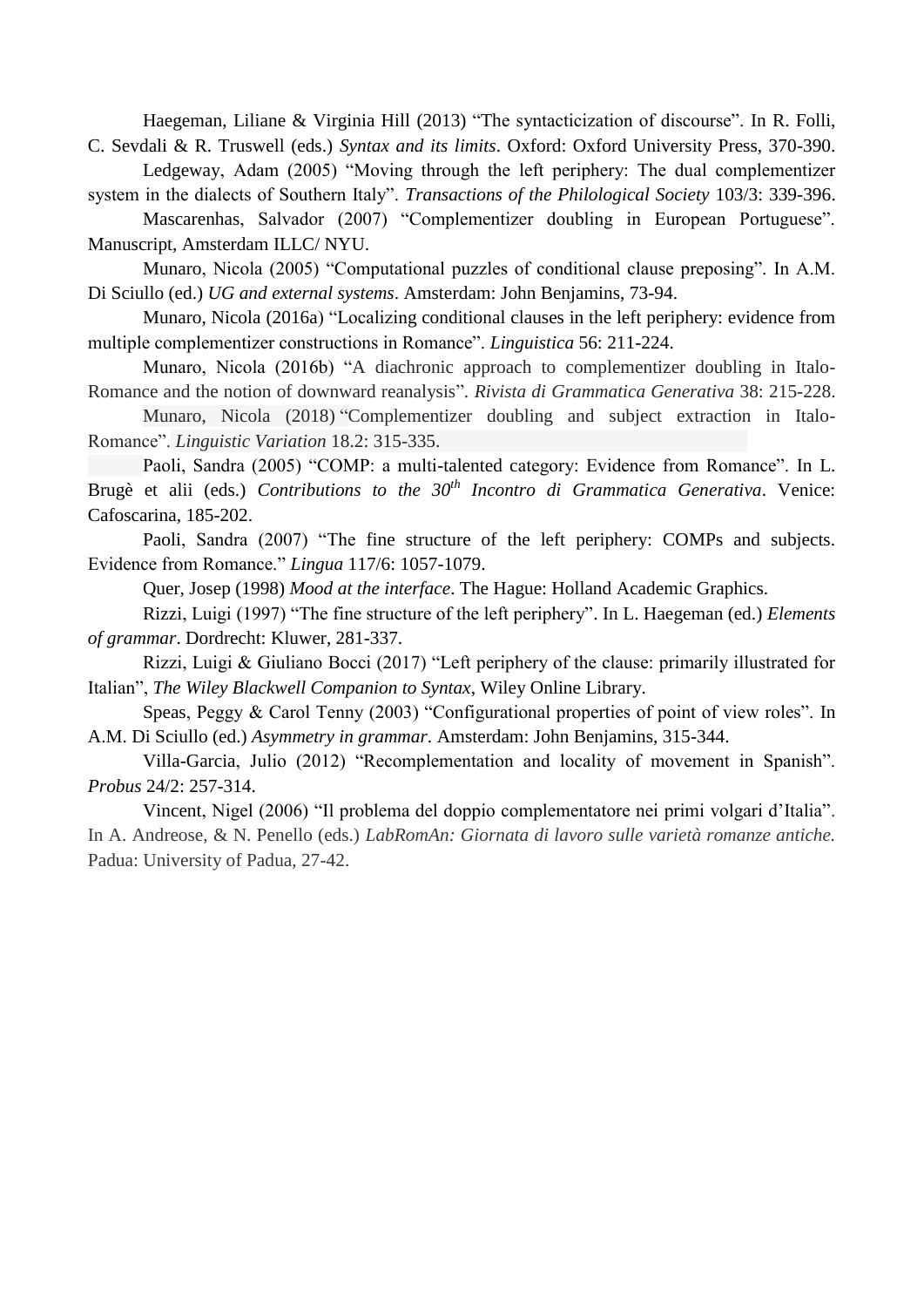Haegeman, Liliane & Virginia Hill (2013) "The syntacticization of discourse". In R. Folli, C. Sevdali & R. Truswell (eds.) *Syntax and its limits*. Oxford: Oxford University Press, 370-390.

Ledgeway, Adam (2005) "Moving through the left periphery: The dual complementizer system in the dialects of Southern Italy". *Transactions of the Philological Society* 103/3: 339-396.

Mascarenhas, Salvador (2007) "Complementizer doubling in European Portuguese". Manuscript, Amsterdam ILLC/ NYU.

Munaro, Nicola (2005) "Computational puzzles of conditional clause preposing". In A.M. Di Sciullo (ed.) *UG and external systems*. Amsterdam: John Benjamins, 73-94.

Munaro, Nicola (2016a) "Localizing conditional clauses in the left periphery: evidence from multiple complementizer constructions in Romance". *Linguistica* 56: 211-224.

Munaro, Nicola (2016b) "A diachronic approach to complementizer doubling in Italo-Romance and the notion of downward reanalysis". *Rivista di Grammatica Generativa* 38: 215-228.

Munaro, Nicola (2018) "Complementizer doubling and subject extraction in Italo-Romance". *Linguistic Variation* 18.2: 315-335.

Paoli, Sandra (2005) "COMP: a multi-talented category: Evidence from Romance". In L. Brugè et alii (eds.) *Contributions to the 30th Incontro di Grammatica Generativa*. Venice: Cafoscarina, 185-202.

Paoli, Sandra (2007) "The fine structure of the left periphery: COMPs and subjects. Evidence from Romance." *Lingua* 117/6: 1057-1079.

Quer, Josep (1998) *Mood at the interface*. The Hague: Holland Academic Graphics.

Rizzi, Luigi (1997) "The fine structure of the left periphery". In L. Haegeman (ed.) *Elements of grammar*. Dordrecht: Kluwer, 281-337.

Rizzi, Luigi & Giuliano Bocci (2017) "Left periphery of the clause: primarily illustrated for Italian", *The Wiley Blackwell Companion to Syntax*, Wiley Online Library.

Speas, Peggy & Carol Tenny (2003) "Configurational properties of point of view roles". In A.M. Di Sciullo (ed.) *Asymmetry in grammar*. Amsterdam: John Benjamins, 315-344.

Villa-Garcia, Julio (2012) "Recomplementation and locality of movement in Spanish". *Probus* 24/2: 257-314.

Vincent, Nigel (2006) "Il problema del doppio complementatore nei primi volgari d'Italia". In A. Andreose, & N. Penello (eds.) *LabRomAn: Giornata di lavoro sulle varietà romanze antiche.* Padua: University of Padua, 27-42.